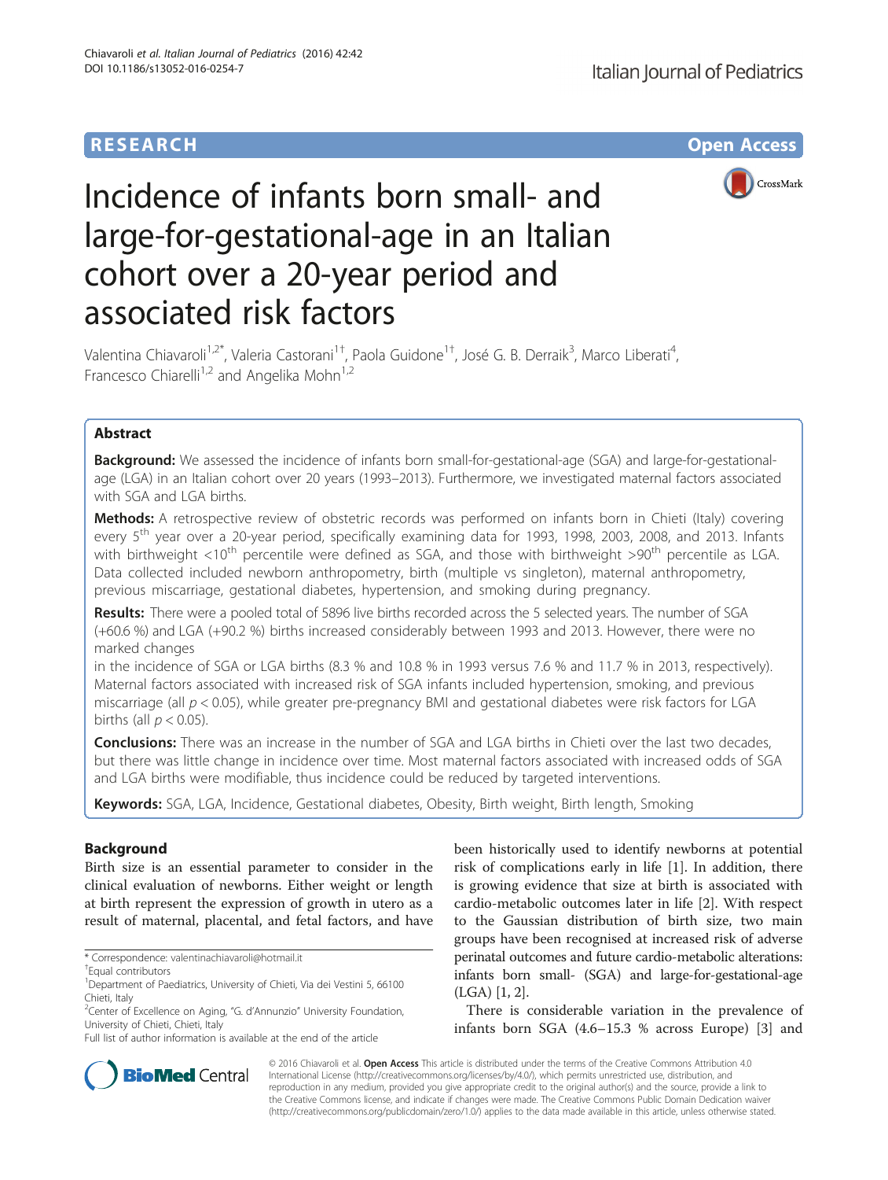RESEARCH

Open Access

# Incidence of infants born small- and large-for-gestational-age in an Italian cohort over a 20-year period and associated risk factors

Valentina Chiavaroli[1,2*], Valeria Castorani[1†], Paola Guidone[1†], José G. B. Derraik[3], Marco Liberati[4], Francesco Chiarelli[1,2] and Angelika Mohn[1,2]

## Abstract

**Background:** We assessed the incidence of infants born small-for-gestational-age (SGA) and large-for-gestational-age (LGA) in an Italian cohort over 20 years (1993–2013). Furthermore, we investigated maternal factors associated with SGA and LGA births.

**Methods:** A retrospective review of obstetric records was performed on infants born in Chieti (Italy) covering every 5th year over a 20-year period, specifically examining data for 1993, 1998, 2003, 2008, and 2013. Infants with birthweight <10th percentile were defined as SGA, and those with birthweight >90th percentile as LGA. Data collected included newborn anthropometry, birth (multiple vs singleton), maternal anthropometry, previous miscarriage, gestational diabetes, hypertension, and smoking during pregnancy.

**Results:** There were a pooled total of 5896 live births recorded across the 5 selected years. The number of SGA (+60.6 %) and LGA (+90.2 %) births increased considerably between 1993 and 2013. However, there were no marked changes in the incidence of SGA or LGA births (8.3 % and 10.8 % in 1993 versus 7.6 % and 11.7 % in 2013, respectively). Maternal factors associated with increased risk of SGA infants included hypertension, smoking, and previous miscarriage (all $p < 0.05$), while greater pre-pregnancy BMI and gestational diabetes were risk factors for LGA births (all $p < 0.05$).

**Conclusions:** There was an increase in the number of SGA and LGA births in Chieti over the last two decades, but there was little change in incidence over time. Most maternal factors associated with increased odds of SGA and LGA births were modifiable, thus incidence could be reduced by targeted interventions.

**Keywords:** SGA, LGA, Incidence, Gestational diabetes, Obesity, Birth weight, Birth length, Smoking

## Background

Birth size is an essential parameter to consider in the clinical evaluation of newborns. Either weight or length at birth represent the expression of growth in utero as a result of maternal, placental, and fetal factors, and have been historically used to identify newborns at potential risk of complications early in life [1]. In addition, there is growing evidence that size at birth is associated with cardio-metabolic outcomes later in life [2]. With respect to the Gaussian distribution of birth size, two main groups have been recognised at increased risk of adverse perinatal outcomes and future cardio-metabolic alterations: infants born small- (SGA) and large-for-gestational-age (LGA) [1, 2].

There is considerable variation in the prevalence of infants born SGA (4.6–15.3 % across Europe) [3] and

\* Correspondence: valentinachiavaroli@hotmail.it

†Equal contributors

[1]Department of Paediatrics, University of Chieti, Via dei Vestini 5, 66100 Chieti, Italy

[2]Center of Excellence on Aging, "G. d'Annunzio" University Foundation, University of Chieti, Chieti, Italy

Full list of author information is available at the end of the article

© 2016 Chiavaroli et al. **Open Access** This article is distributed under the terms of the Creative Commons Attribution 4.0 International License (http://creativecommons.org/licenses/by/4.0/), which permits unrestricted use, distribution, and reproduction in any medium, provided you give appropriate credit to the original author(s) and the source, provide a link to the Creative Commons license, and indicate if changes were made. The Creative Commons Public Domain Dedication waiver (http://creativecommons.org/publicdomain/zero/1.0/) applies to the data made available in this article, unless otherwise stated.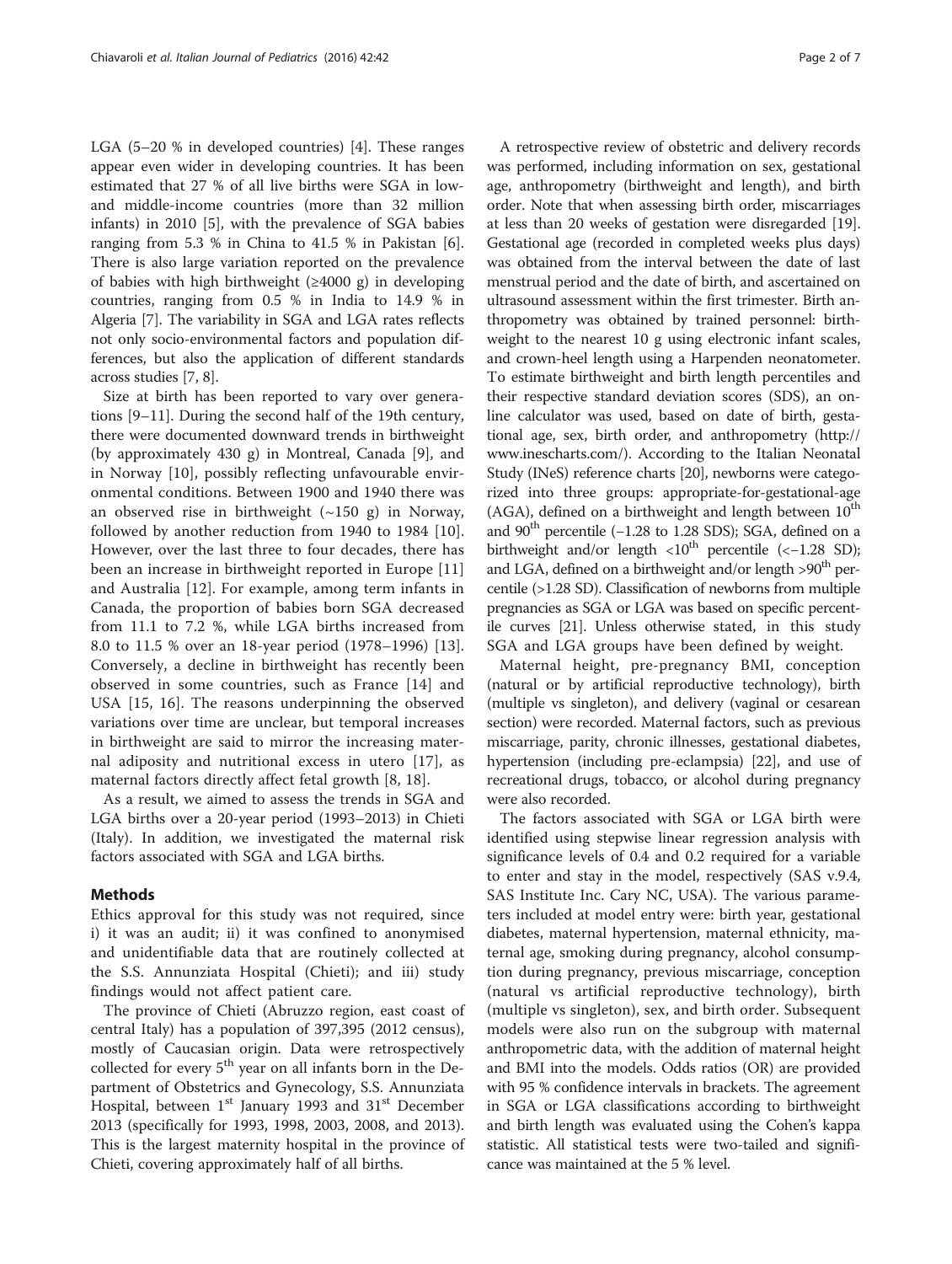LGA (5–20 % in developed countries) [4]. These ranges appear even wider in developing countries. It has been estimated that 27 % of all live births were SGA in low- and middle-income countries (more than 32 million infants) in 2010 [5], with the prevalence of SGA babies ranging from 5.3 % in China to 41.5 % in Pakistan [6]. There is also large variation reported on the prevalence of babies with high birthweight (≥4000 g) in developing countries, ranging from 0.5 % in India to 14.9 % in Algeria [7]. The variability in SGA and LGA rates reflects not only socio-environmental factors and population differences, but also the application of different standards across studies [7, 8].

Size at birth has been reported to vary over generations [9–11]. During the second half of the 19th century, there were documented downward trends in birthweight (by approximately 430 g) in Montreal, Canada [9], and in Norway [10], possibly reflecting unfavourable environmental conditions. Between 1900 and 1940 there was an observed rise in birthweight (~150 g) in Norway, followed by another reduction from 1940 to 1984 [10]. However, over the last three to four decades, there has been an increase in birthweight reported in Europe [11] and Australia [12]. For example, among term infants in Canada, the proportion of babies born SGA decreased from 11.1 to 7.2 %, while LGA births increased from 8.0 to 11.5 % over an 18-year period (1978–1996) [13]. Conversely, a decline in birthweight has recently been observed in some countries, such as France [14] and USA [15, 16]. The reasons underpinning the observed variations over time are unclear, but temporal increases in birthweight are said to mirror the increasing maternal adiposity and nutritional excess in utero [17], as maternal factors directly affect fetal growth [8, 18].

As a result, we aimed to assess the trends in SGA and LGA births over a 20-year period (1993–2013) in Chieti (Italy). In addition, we investigated the maternal risk factors associated with SGA and LGA births.

## Methods

Ethics approval for this study was not required, since i) it was an audit; ii) it was confined to anonymised and unidentifiable data that are routinely collected at the S.S. Annunziata Hospital (Chieti); and iii) study findings would not affect patient care.

The province of Chieti (Abruzzo region, east coast of central Italy) has a population of 397,395 (2012 census), mostly of Caucasian origin. Data were retrospectively collected for every 5th year on all infants born in the Department of Obstetrics and Gynecology, S.S. Annunziata Hospital, between 1st January 1993 and 31st December 2013 (specifically for 1993, 1998, 2003, 2008, and 2013). This is the largest maternity hospital in the province of Chieti, covering approximately half of all births.

A retrospective review of obstetric and delivery records was performed, including information on sex, gestational age, anthropometry (birthweight and length), and birth order. Note that when assessing birth order, miscarriages at less than 20 weeks of gestation were disregarded [19]. Gestational age (recorded in completed weeks plus days) was obtained from the interval between the date of last menstrual period and the date of birth, and ascertained on ultrasound assessment within the first trimester. Birth anthropometry was obtained by trained personnel: birthweight to the nearest 10 g using electronic infant scales, and crown-heel length using a Harpenden neonatometer. To estimate birthweight and birth length percentiles and their respective standard deviation scores (SDS), an online calculator was used, based on date of birth, gestational age, sex, birth order, and anthropometry (http://www.inescharts.com/). According to the Italian Neonatal Study (INeS) reference charts [20], newborns were categorized into three groups: appropriate-for-gestational-age (AGA), defined on a birthweight and length between 10th and 90th percentile (−1.28 to 1.28 SDS); SGA, defined on a birthweight and/or length <10th percentile (<−1.28 SD); and LGA, defined on a birthweight and/or length >90th percentile (>1.28 SD). Classification of newborns from multiple pregnancies as SGA or LGA was based on specific percentile curves [21]. Unless otherwise stated, in this study SGA and LGA groups have been defined by weight.

Maternal height, pre-pregnancy BMI, conception (natural or by artificial reproductive technology), birth (multiple vs singleton), and delivery (vaginal or cesarean section) were recorded. Maternal factors, such as previous miscarriage, parity, chronic illnesses, gestational diabetes, hypertension (including pre-eclampsia) [22], and use of recreational drugs, tobacco, or alcohol during pregnancy were also recorded.

The factors associated with SGA or LGA birth were identified using stepwise linear regression analysis with significance levels of 0.4 and 0.2 required for a variable to enter and stay in the model, respectively (SAS v.9.4, SAS Institute Inc. Cary NC, USA). The various parameters included at model entry were: birth year, gestational diabetes, maternal hypertension, maternal ethnicity, maternal age, smoking during pregnancy, alcohol consumption during pregnancy, previous miscarriage, conception (natural vs artificial reproductive technology), birth (multiple vs singleton), sex, and birth order. Subsequent models were also run on the subgroup with maternal anthropometric data, with the addition of maternal height and BMI into the models. Odds ratios (OR) are provided with 95 % confidence intervals in brackets. The agreement in SGA or LGA classifications according to birthweight and birth length was evaluated using the Cohen's kappa statistic. All statistical tests were two-tailed and significance was maintained at the 5 % level.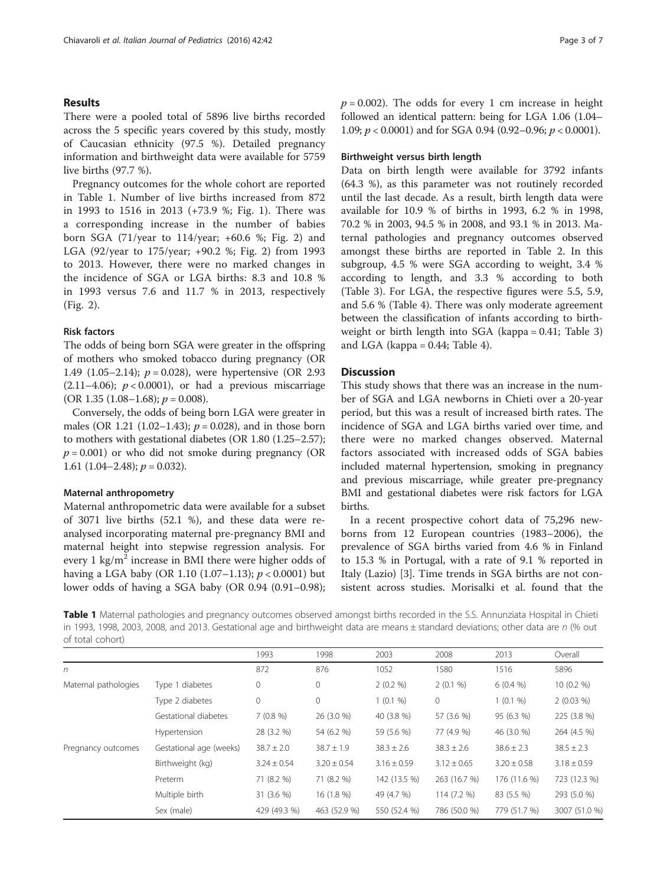## Results

There were a pooled total of 5896 live births recorded across the 5 specific years covered by this study, mostly of Caucasian ethnicity (97.5 %). Detailed pregnancy information and birthweight data were available for 5759 live births (97.7 %).

Pregnancy outcomes for the whole cohort are reported in Table 1. Number of live births increased from 872 in 1993 to 1516 in 2013 (+73.9 %; Fig. 1). There was a corresponding increase in the number of babies born SGA (71/year to 114/year; +60.6 %; Fig. 2) and LGA (92/year to 175/year; +90.2 %; Fig. 2) from 1993 to 2013. However, there were no marked changes in the incidence of SGA or LGA births: 8.3 and 10.8 % in 1993 versus 7.6 and 11.7 % in 2013, respectively (Fig. 2).

### Risk factors

The odds of being born SGA were greater in the offspring of mothers who smoked tobacco during pregnancy (OR 1.49 (1.05–2.14); $p = 0.028$), were hypertensive (OR 2.93 (2.11–4.06); $p < 0.0001$), or had a previous miscarriage (OR 1.35 (1.08–1.68); $p = 0.008$).

Conversely, the odds of being born LGA were greater in males (OR 1.21 (1.02–1.43); $p = 0.028$), and in those born to mothers with gestational diabetes (OR 1.80 (1.25–2.57); $p = 0.001$) or who did not smoke during pregnancy (OR 1.61 (1.04–2.48); $p = 0.032$).

### Maternal anthropometry

Maternal anthropometric data were available for a subset of 3071 live births (52.1 %), and these data were re-analysed incorporating maternal pre-pregnancy BMI and maternal height into stepwise regression analysis. For every 1 kg/m$^2$ increase in BMI there were higher odds of having a LGA baby (OR 1.10 (1.07–1.13); $p < 0.0001$) but lower odds of having a SGA baby (OR 0.94 (0.91–0.98); $p = 0.002$). The odds for every 1 cm increase in height followed an identical pattern: being for LGA 1.06 (1.04–1.09; $p < 0.0001$) and for SGA 0.94 (0.92–0.96; $p < 0.0001$).

### Birthweight versus birth length

Data on birth length were available for 3792 infants (64.3 %), as this parameter was not routinely recorded until the last decade. As a result, birth length data were available for 10.9 % of births in 1993, 6.2 % in 1998, 70.2 % in 2003, 94.5 % in 2008, and 93.1 % in 2013. Maternal pathologies and pregnancy outcomes observed amongst these births are reported in Table 2. In this subgroup, 4.5 % were SGA according to weight, 3.4 % according to length, and 3.3 % according to both (Table 3). For LGA, the respective figures were 5.5, 5.9, and 5.6 % (Table 4). There was only moderate agreement between the classification of infants according to birthweight or birth length into SGA (kappa = 0.41; Table 3) and LGA (kappa = 0.44; Table 4).

## Discussion

This study shows that there was an increase in the number of SGA and LGA newborns in Chieti over a 20-year period, but this was a result of increased birth rates. The incidence of SGA and LGA births varied over time, and there were no marked changes observed. Maternal factors associated with increased odds of SGA babies included maternal hypertension, smoking in pregnancy and previous miscarriage, while greater pre-pregnancy BMI and gestational diabetes were risk factors for LGA births.

In a recent prospective cohort data of 75,296 newborns from 12 European countries (1983–2006), the prevalence of SGA births varied from 4.6 % in Finland to 15.3 % in Portugal, with a rate of 9.1 % reported in Italy (Lazio) [3]. Time trends in SGA births are not consistent across studies. Morisalki et al. found that the

**Table 1** Maternal pathologies and pregnancy outcomes observed amongst births recorded in the S.S. Annunziata Hospital in Chieti in 1993, 1998, 2003, 2008, and 2013. Gestational age and birthweight data are means ± standard deviations; other data are *n* (% out of total cohort)

| | | 1993 | 1998 | 2003 | 2008 | 2013 | Overall |
|---|---|---|---|---|---|---|---|
| *n* | | 872 | 876 | 1052 | 1580 | 1516 | 5896 |
| Maternal pathologies | Type 1 diabetes | 0 | 0 | 2 (0.2 %) | 2 (0.1 %) | 6 (0.4 %) | 10 (0.2 %) |
| | Type 2 diabetes | 0 | 0 | 1 (0.1 %) | 0 | 1 (0.1 %) | 2 (0.03 %) |
| | Gestational diabetes | 7 (0.8 %) | 26 (3.0 %) | 40 (3.8 %) | 57 (3.6 %) | 95 (6.3 %) | 225 (3.8 %) |
| | Hypertension | 28 (3.2 %) | 54 (6.2 %) | 59 (5.6 %) | 77 (4.9 %) | 46 (3.0 %) | 264 (4.5 %) |
| Pregnancy outcomes | Gestational age (weeks) | 38.7 ± 2.0 | 38.7 ± 1.9 | 38.3 ± 2.6 | 38.3 ± 2.6 | 38.6 ± 2.3 | 38.5 ± 2.3 |
| | Birthweight (kg) | 3.24 ± 0.54 | 3.20 ± 0.54 | 3.16 ± 0.59 | 3.12 ± 0.65 | 3.20 ± 0.58 | 3.18 ± 0.59 |
| | Preterm | 71 (8.2 %) | 71 (8.2 %) | 142 (13.5 %) | 263 (16.7 %) | 176 (11.6 %) | 723 (12.3 %) |
| | Multiple birth | 31 (3.6 %) | 16 (1.8 %) | 49 (4.7 %) | 114 (7.2 %) | 83 (5.5 %) | 293 (5.0 %) |
| | Sex (male) | 429 (49.3 %) | 463 (52.9 %) | 550 (52.4 %) | 786 (50.0 %) | 779 (51.7 %) | 3007 (51.0 %) |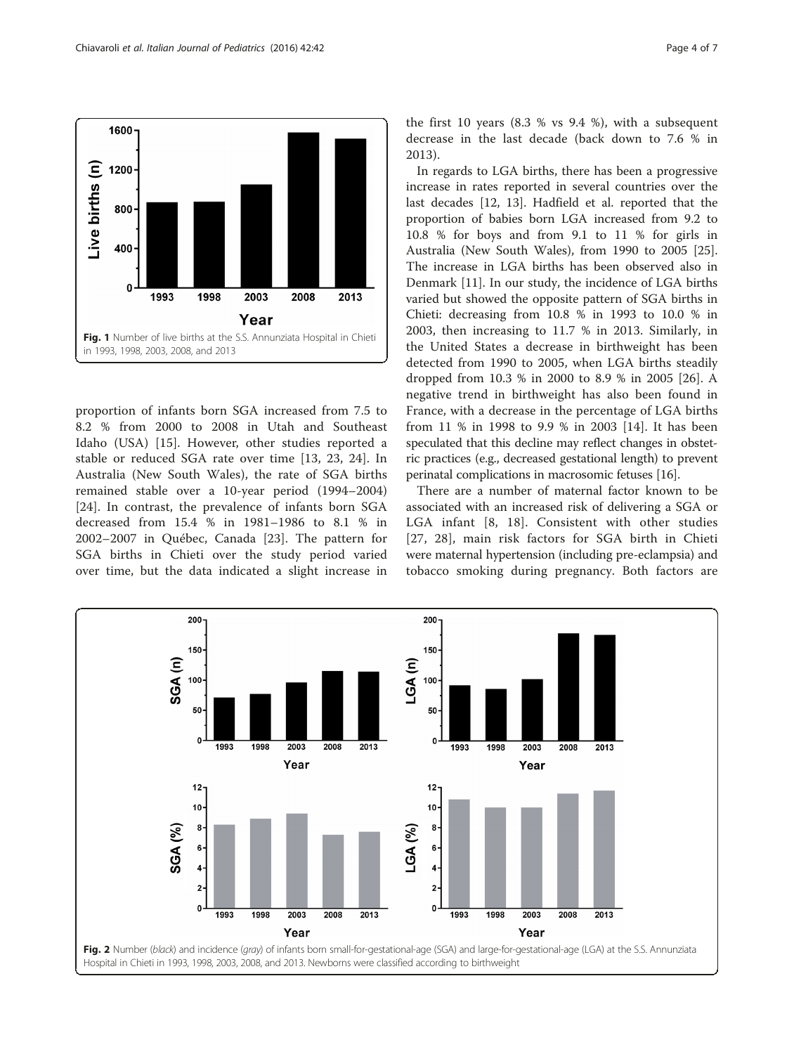Fig. 1 Number of live births at the S.S. Annunziata Hospital in Chieti in 1993, 1998, 2003, 2008, and 2013

proportion of infants born SGA increased from 7.5 to 8.2 % from 2000 to 2008 in Utah and Southeast Idaho (USA) [15]. However, other studies reported a stable or reduced SGA rate over time [13, 23, 24]. In Australia (New South Wales), the rate of SGA births remained stable over a 10-year period (1994–2004) [24]. In contrast, the prevalence of infants born SGA decreased from 15.4 % in 1981–1986 to 8.1 % in 2002–2007 in Québec, Canada [23]. The pattern for SGA births in Chieti over the study period varied over time, but the data indicated a slight increase in the first 10 years (8.3 % vs 9.4 %), with a subsequent decrease in the last decade (back down to 7.6 % in 2013).

In regards to LGA births, there has been a progressive increase in rates reported in several countries over the last decades [12, 13]. Hadfield et al. reported that the proportion of babies born LGA increased from 9.2 to 10.8 % for boys and from 9.1 to 11 % for girls in Australia (New South Wales), from 1990 to 2005 [25]. The increase in LGA births has been observed also in Denmark [11]. In our study, the incidence of LGA births varied but showed the opposite pattern of SGA births in Chieti: decreasing from 10.8 % in 1993 to 10.0 % in 2003, then increasing to 11.7 % in 2013. Similarly, in the United States a decrease in birthweight has been detected from 1990 to 2005, when LGA births steadily dropped from 10.3 % in 2000 to 8.9 % in 2005 [26]. A negative trend in birthweight has also been found in France, with a decrease in the percentage of LGA births from 11 % in 1998 to 9.9 % in 2003 [14]. It has been speculated that this decline may reflect changes in obstetric practices (e.g., decreased gestational length) to prevent perinatal complications in macrosomic fetuses [16].

There are a number of maternal factor known to be associated with an increased risk of delivering a SGA or LGA infant [8, 18]. Consistent with other studies [27, 28], main risk factors for SGA birth in Chieti were maternal hypertension (including pre-eclampsia) and tobacco smoking during pregnancy. Both factors are

Fig. 2 Number (*black*) and incidence (*gray*) of infants born small-for-gestational-age (SGA) and large-for-gestational-age (LGA) at the S.S. Annunziata Hospital in Chieti in 1993, 1998, 2003, 2008, and 2013. Newborns were classified according to birthweight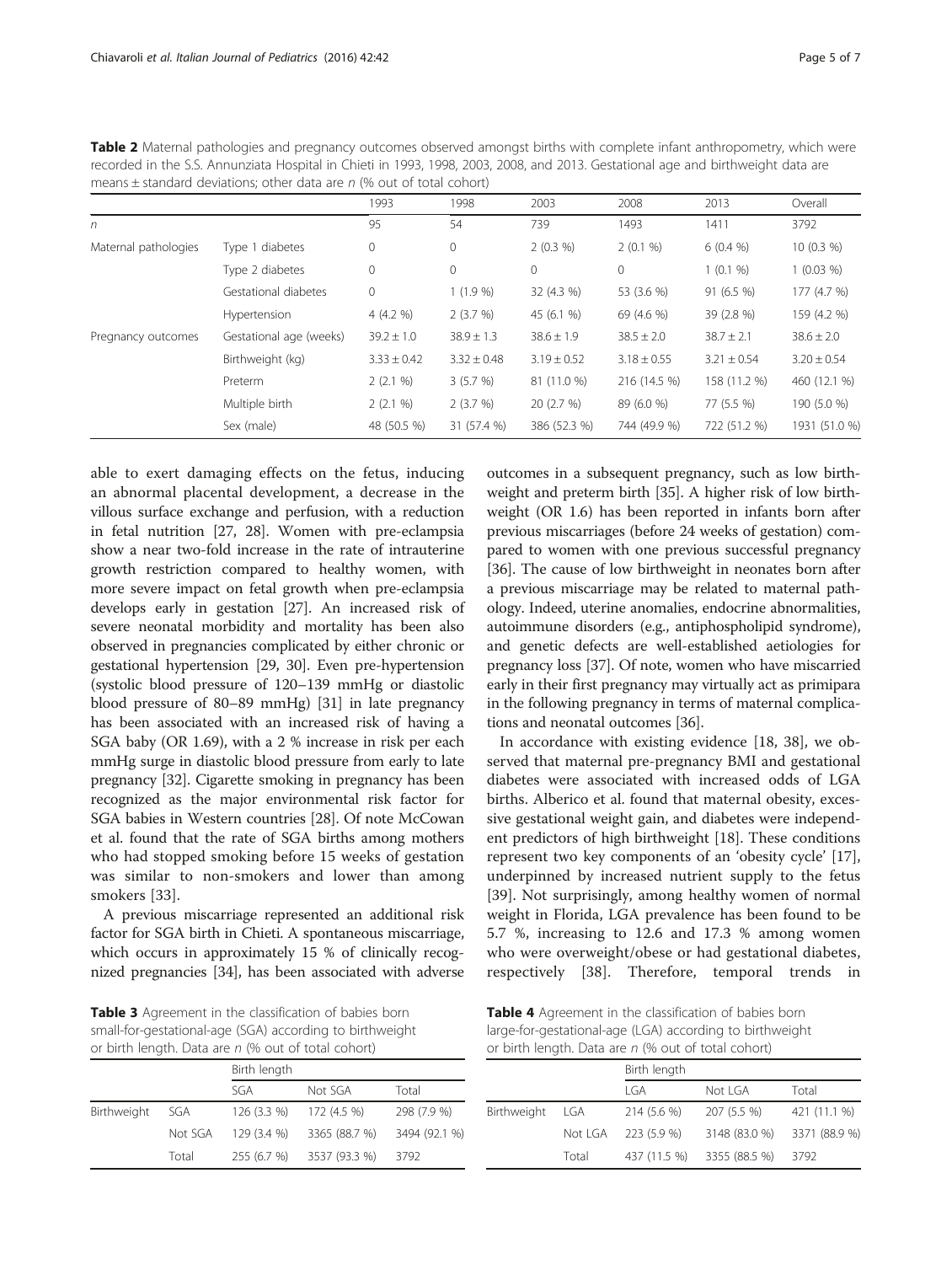**Table 2** Maternal pathologies and pregnancy outcomes observed amongst births with complete infant anthropometry, which were recorded in the S.S. Annunziata Hospital in Chieti in 1993, 1998, 2003, 2008, and 2013. Gestational age and birthweight data are means ± standard deviations; other data are *n* (% out of total cohort)

| | | 1993 | 1998 | 2003 | 2008 | 2013 | Overall |
|---|---|---|---|---|---|---|---|
| *n* | | 95 | 54 | 739 | 1493 | 1411 | 3792 |
| Maternal pathologies | Type 1 diabetes | 0 | 0 | 2 (0.3 %) | 2 (0.1 %) | 6 (0.4 %) | 10 (0.3 %) |
| | Type 2 diabetes | 0 | 0 | 0 | 0 | 1 (0.1 %) | 1 (0.03 %) |
| | Gestational diabetes | 0 | 1 (1.9 %) | 32 (4.3 %) | 53 (3.6 %) | 91 (6.5 %) | 177 (4.7 %) |
| | Hypertension | 4 (4.2 %) | 2 (3.7 %) | 45 (6.1 %) | 69 (4.6 %) | 39 (2.8 %) | 159 (4.2 %) |
| Pregnancy outcomes | Gestational age (weeks) | 39.2 ± 1.0 | 38.9 ± 1.3 | 38.6 ± 1.9 | 38.5 ± 2.0 | 38.7 ± 2.1 | 38.6 ± 2.0 |
| | Birthweight (kg) | 3.33 ± 0.42 | 3.32 ± 0.48 | 3.19 ± 0.52 | 3.18 ± 0.55 | 3.21 ± 0.54 | 3.20 ± 0.54 |
| | Preterm | 2 (2.1 %) | 3 (5.7 %) | 81 (11.0 %) | 216 (14.5 %) | 158 (11.2 %) | 460 (12.1 %) |
| | Multiple birth | 2 (2.1 %) | 2 (3.7 %) | 20 (2.7 %) | 89 (6.0 %) | 77 (5.5 %) | 190 (5.0 %) |
| | Sex (male) | 48 (50.5 %) | 31 (57.4 %) | 386 (52.3 %) | 744 (49.9 %) | 722 (51.2 %) | 1931 (51.0 %) |

able to exert damaging effects on the fetus, inducing an abnormal placental development, a decrease in the villous surface exchange and perfusion, with a reduction in fetal nutrition [27, 28]. Women with pre-eclampsia show a near two-fold increase in the rate of intrauterine growth restriction compared to healthy women, with more severe impact on fetal growth when pre-eclampsia develops early in gestation [27]. An increased risk of severe neonatal morbidity and mortality has been also observed in pregnancies complicated by either chronic or gestational hypertension [29, 30]. Even pre-hypertension (systolic blood pressure of 120–139 mmHg or diastolic blood pressure of 80–89 mmHg) [31] in late pregnancy has been associated with an increased risk of having a SGA baby (OR 1.69), with a 2 % increase in risk per each mmHg surge in diastolic blood pressure from early to late pregnancy [32]. Cigarette smoking in pregnancy has been recognized as the major environmental risk factor for SGA babies in Western countries [28]. Of note McCowan et al. found that the rate of SGA births among mothers who had stopped smoking before 15 weeks of gestation was similar to non-smokers and lower than among smokers [33].

A previous miscarriage represented an additional risk factor for SGA birth in Chieti. A spontaneous miscarriage, which occurs in approximately 15 % of clinically recognized pregnancies [34], has been associated with adverse outcomes in a subsequent pregnancy, such as low birthweight and preterm birth [35]. A higher risk of low birthweight (OR 1.6) has been reported in infants born after previous miscarriages (before 24 weeks of gestation) compared to women with one previous successful pregnancy [36]. The cause of low birthweight in neonates born after a previous miscarriage may be related to maternal pathology. Indeed, uterine anomalies, endocrine abnormalities, autoimmune disorders (e.g., antiphospholipid syndrome), and genetic defects are well-established aetiologies for pregnancy loss [37]. Of note, women who have miscarried early in their first pregnancy may virtually act as primipara in the following pregnancy in terms of maternal complications and neonatal outcomes [36].

In accordance with existing evidence [18, 38], we observed that maternal pre-pregnancy BMI and gestational diabetes were associated with increased odds of LGA births. Alberico et al. found that maternal obesity, excessive gestational weight gain, and diabetes were independent predictors of high birthweight [18]. These conditions represent two key components of an 'obesity cycle' [17], underpinned by increased nutrient supply to the fetus [39]. Not surprisingly, among healthy women of normal weight in Florida, LGA prevalence has been found to be 5.7 %, increasing to 12.6 and 17.3 % among women who were overweight/obese or had gestational diabetes, respectively [38]. Therefore, temporal trends in

**Table 3** Agreement in the classification of babies born small-for-gestational-age (SGA) according to birthweight or birth length. Data are *n* (% out of total cohort)

| | | Birth length | | |
|---|---|---|---|---|
| | | SGA | Not SGA | Total |
| Birthweight | SGA | 126 (3.3 %) | 172 (4.5 %) | 298 (7.9 %) |
| | Not SGA | 129 (3.4 %) | 3365 (88.7 %) | 3494 (92.1 %) |
| | Total | 255 (6.7 %) | 3537 (93.3 %) | 3792 |

**Table 4** Agreement in the classification of babies born large-for-gestational-age (LGA) according to birthweight or birth length. Data are *n* (% out of total cohort)

| | | Birth length | | |
|---|---|---|---|---|
| | | LGA | Not LGA | Total |
| Birthweight | LGA | 214 (5.6 %) | 207 (5.5 %) | 421 (11.1 %) |
| | Not LGA | 223 (5.9 %) | 3148 (83.0 %) | 3371 (88.9 %) |
| | Total | 437 (11.5 %) | 3355 (88.5 %) | 3792 |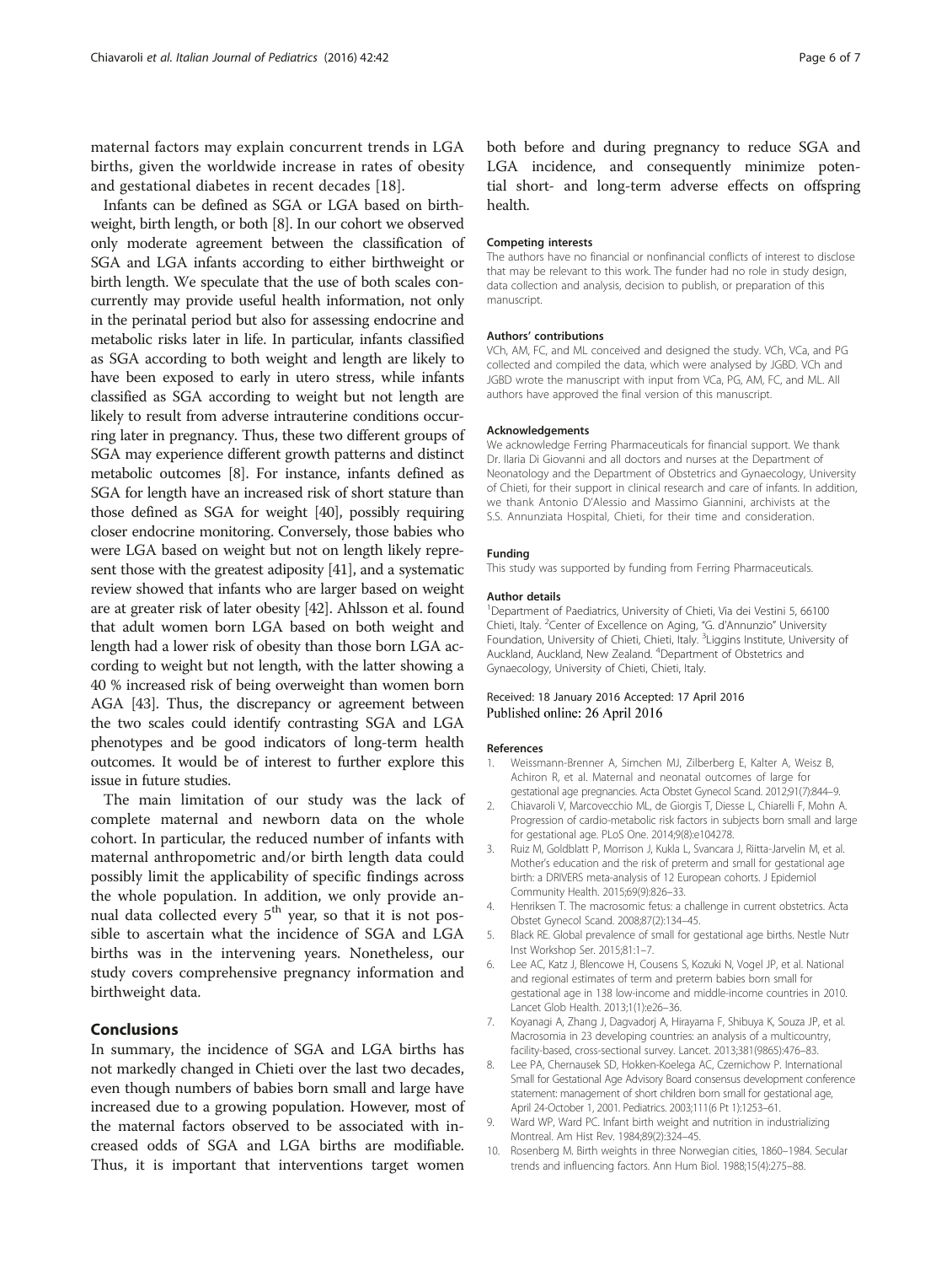maternal factors may explain concurrent trends in LGA births, given the worldwide increase in rates of obesity and gestational diabetes in recent decades [18].

Infants can be defined as SGA or LGA based on birthweight, birth length, or both [8]. In our cohort we observed only moderate agreement between the classification of SGA and LGA infants according to either birthweight or birth length. We speculate that the use of both scales concurrently may provide useful health information, not only in the perinatal period but also for assessing endocrine and metabolic risks later in life. In particular, infants classified as SGA according to both weight and length are likely to have been exposed to early in utero stress, while infants classified as SGA according to weight but not length are likely to result from adverse intrauterine conditions occurring later in pregnancy. Thus, these two different groups of SGA may experience different growth patterns and distinct metabolic outcomes [8]. For instance, infants defined as SGA for length have an increased risk of short stature than those defined as SGA for weight [40], possibly requiring closer endocrine monitoring. Conversely, those babies who were LGA based on weight but not on length likely represent those with the greatest adiposity [41], and a systematic review showed that infants who are larger based on weight are at greater risk of later obesity [42]. Ahlsson et al. found that adult women born LGA based on both weight and length had a lower risk of obesity than those born LGA according to weight but not length, with the latter showing a 40 % increased risk of being overweight than women born AGA [43]. Thus, the discrepancy or agreement between the two scales could identify contrasting SGA and LGA phenotypes and be good indicators of long-term health outcomes. It would be of interest to further explore this issue in future studies.

The main limitation of our study was the lack of complete maternal and newborn data on the whole cohort. In particular, the reduced number of infants with maternal anthropometric and/or birth length data could possibly limit the applicability of specific findings across the whole population. In addition, we only provide annual data collected every 5th year, so that it is not possible to ascertain what the incidence of SGA and LGA births was in the intervening years. Nonetheless, our study covers comprehensive pregnancy information and birthweight data.

## Conclusions

In summary, the incidence of SGA and LGA births has not markedly changed in Chieti over the last two decades, even though numbers of babies born small and large have increased due to a growing population. However, most of the maternal factors observed to be associated with increased odds of SGA and LGA births are modifiable. Thus, it is important that interventions target women both before and during pregnancy to reduce SGA and LGA incidence, and consequently minimize potential short- and long-term adverse effects on offspring health.

#### Competing interests

The authors have no financial or nonfinancial conflicts of interest to disclose that may be relevant to this work. The funder had no role in study design, data collection and analysis, decision to publish, or preparation of this manuscript.

#### Authors' contributions

VCh, AM, FC, and ML conceived and designed the study. VCh, VCa, and PG collected and compiled the data, which were analysed by JGBD. VCh and JGBD wrote the manuscript with input from VCa, PG, AM, FC, and ML. All authors have approved the final version of this manuscript.

#### Acknowledgements

We acknowledge Ferring Pharmaceuticals for financial support. We thank Dr. Ilaria Di Giovanni and all doctors and nurses at the Department of Neonatology and the Department of Obstetrics and Gynaecology, University of Chieti, for their support in clinical research and care of infants. In addition, we thank Antonio D'Alessio and Massimo Giannini, archivists at the S.S. Annunziata Hospital, Chieti, for their time and consideration.

#### Funding

This study was supported by funding from Ferring Pharmaceuticals.

#### Author details

[1]Department of Paediatrics, University of Chieti, Via dei Vestini 5, 66100 Chieti, Italy. [2]Center of Excellence on Aging, "G. d'Annunzio" University Foundation, University of Chieti, Chieti, Italy. [3]Liggins Institute, University of Auckland, Auckland, New Zealand. [4]Department of Obstetrics and Gynaecology, University of Chieti, Chieti, Italy.

Received: 18 January 2016 Accepted: 17 April 2016
Published online: 26 April 2016

#### References

1. Weissmann-Brenner A, Simchen MJ, Zilberberg E, Kalter A, Weisz B, Achiron R, et al. Maternal and neonatal outcomes of large for gestational age pregnancies. Acta Obstet Gynecol Scand. 2012;91(7):844–9.
2. Chiavaroli V, Marcovecchio ML, de Giorgis T, Diesse L, Chiarelli F, Mohn A. Progression of cardio-metabolic risk factors in subjects born small and large for gestational age. PLoS One. 2014;9(8):e104278.
3. Ruiz M, Goldblatt P, Morrison J, Kukla L, Svancara J, Riitta-Jarvelin M, et al. Mother's education and the risk of preterm and small for gestational age birth: a DRIVERS meta-analysis of 12 European cohorts. J Epidemiol Community Health. 2015;69(9):826–33.
4. Henriksen T. The macrosomic fetus: a challenge in current obstetrics. Acta Obstet Gynecol Scand. 2008;87(2):134–45.
5. Black RE. Global prevalence of small for gestational age births. Nestle Nutr Inst Workshop Ser. 2015;81:1–7.
6. Lee AC, Katz J, Blencowe H, Cousens S, Kozuki N, Vogel JP, et al. National and regional estimates of term and preterm babies born small for gestational age in 138 low-income and middle-income countries in 2010. Lancet Glob Health. 2013;1(1):e26–36.
7. Koyanagi A, Zhang J, Dagvadorj A, Hirayama F, Shibuya K, Souza JP, et al. Macrosomia in 23 developing countries: an analysis of a multicountry, facility-based, cross-sectional survey. Lancet. 2013;381(9865):476–83.
8. Lee PA, Chernausek SD, Hokken-Koelega AC, Czernichow P. International Small for Gestational Age Advisory Board consensus development conference statement: management of short children born small for gestational age, April 24-October 1, 2001. Pediatrics. 2003;111(6 Pt 1):1253–61.
9. Ward WP, Ward PC. Infant birth weight and nutrition in industrializing Montreal. Am Hist Rev. 1984;89(2):324–45.
10. Rosenberg M. Birth weights in three Norwegian cities, 1860–1984. Secular trends and influencing factors. Ann Hum Biol. 1988;15(4):275–88.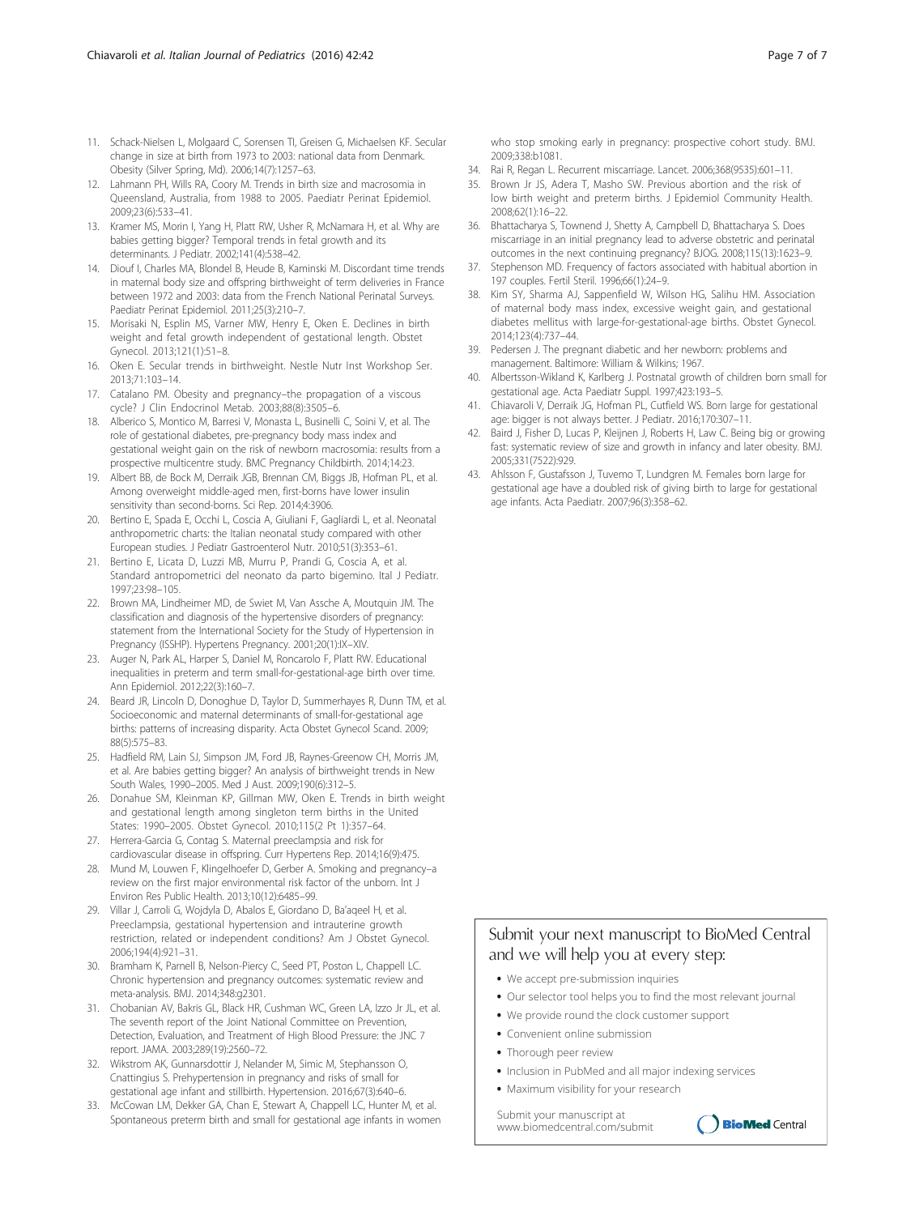11. Schack-Nielsen L, Molgaard C, Sorensen TI, Greisen G, Michaelsen KF. Secular change in size at birth from 1973 to 2003: national data from Denmark. Obesity (Silver Spring, Md). 2006;14(7):1257–63.
12. Lahmann PH, Wills RA, Coory M. Trends in birth size and macrosomia in Queensland, Australia, from 1988 to 2005. Paediatr Perinat Epidemiol. 2009;23(6):533–41.
13. Kramer MS, Morin I, Yang H, Platt RW, Usher R, McNamara H, et al. Why are babies getting bigger? Temporal trends in fetal growth and its determinants. J Pediatr. 2002;141(4):538–42.
14. Diouf I, Charles MA, Blondel B, Heude B, Kaminski M. Discordant time trends in maternal body size and offspring birthweight of term deliveries in France between 1972 and 2003: data from the French National Perinatal Surveys. Paediatr Perinat Epidemiol. 2011;25(3):210–7.
15. Morisaki N, Esplin MS, Varner MW, Henry E, Oken E. Declines in birth weight and fetal growth independent of gestational length. Obstet Gynecol. 2013;121(1):51–8.
16. Oken E. Secular trends in birthweight. Nestle Nutr Inst Workshop Ser. 2013;71:103–14.
17. Catalano PM. Obesity and pregnancy–the propagation of a viscous cycle? J Clin Endocrinol Metab. 2003;88(8):3505–6.
18. Alberico S, Montico M, Barresi V, Monasta L, Businelli C, Soini V, et al. The role of gestational diabetes, pre-pregnancy body mass index and gestational weight gain on the risk of newborn macrosomia: results from a prospective multicentre study. BMC Pregnancy Childbirth. 2014;14:23.
19. Albert BB, de Bock M, Derraik JGB, Brennan CM, Biggs JB, Hofman PL, et al. Among overweight middle-aged men, first-borns have lower insulin sensitivity than second-borns. Sci Rep. 2014;4:3906.
20. Bertino E, Spada E, Occhi L, Coscia A, Giuliani F, Gagliardi L, et al. Neonatal anthropometric charts: the Italian neonatal study compared with other European studies. J Pediatr Gastroenterol Nutr. 2010;51(3):353–61.
21. Bertino E, Licata D, Luzzi MB, Murru P, Prandi G, Coscia A, et al. Standard antropometrici del neonato da parto bigemino. Ital J Pediatr. 1997;23:98–105.
22. Brown MA, Lindheimer MD, de Swiet M, Van Assche A, Moutquin JM. The classification and diagnosis of the hypertensive disorders of pregnancy: statement from the International Society for the Study of Hypertension in Pregnancy (ISSHP). Hypertens Pregnancy. 2001;20(1):IX–XIV.
23. Auger N, Park AL, Harper S, Daniel M, Roncarolo F, Platt RW. Educational inequalities in preterm and term small-for-gestational-age birth over time. Ann Epidemiol. 2012;22(3):160–7.
24. Beard JR, Lincoln D, Donoghue D, Taylor D, Summerhayes R, Dunn TM, et al. Socioeconomic and maternal determinants of small-for-gestational age births: patterns of increasing disparity. Acta Obstet Gynecol Scand. 2009;88(5):575–83.
25. Hadfield RM, Lain SJ, Simpson JM, Ford JB, Raynes-Greenow CH, Morris JM, et al. Are babies getting bigger? An analysis of birthweight trends in New South Wales, 1990–2005. Med J Aust. 2009;190(6):312–5.
26. Donahue SM, Kleinman KP, Gillman MW, Oken E. Trends in birth weight and gestational length among singleton term births in the United States: 1990–2005. Obstet Gynecol. 2010;115(2 Pt 1):357–64.
27. Herrera-Garcia G, Contag S. Maternal preeclampsia and risk for cardiovascular disease in offspring. Curr Hypertens Rep. 2014;16(9):475.
28. Mund M, Louwen F, Klingelhoefer D, Gerber A. Smoking and pregnancy–a review on the first major environmental risk factor of the unborn. Int J Environ Res Public Health. 2013;10(12):6485–99.
29. Villar J, Carroli G, Wojdyla D, Abalos E, Giordano D, Ba'aqeel H, et al. Preeclampsia, gestational hypertension and intrauterine growth restriction, related or independent conditions? Am J Obstet Gynecol. 2006;194(4):921–31.
30. Bramham K, Parnell B, Nelson-Piercy C, Seed PT, Poston L, Chappell LC. Chronic hypertension and pregnancy outcomes: systematic review and meta-analysis. BMJ. 2014;348:g2301.
31. Chobanian AV, Bakris GL, Black HR, Cushman WC, Green LA, Izzo Jr JL, et al. The seventh report of the Joint National Committee on Prevention, Detection, Evaluation, and Treatment of High Blood Pressure: the JNC 7 report. JAMA. 2003;289(19):2560–72.
32. Wikstrom AK, Gunnarsdottir J, Nelander M, Simic M, Stephansson O, Cnattingius S. Prehypertension in pregnancy and risks of small for gestational age infant and stillbirth. Hypertension. 2016;67(3):640–6.
33. McCowan LM, Dekker GA, Chan E, Stewart A, Chappell LC, Hunter M, et al. Spontaneous preterm birth and small for gestational age infants in women who stop smoking early in pregnancy: prospective cohort study. BMJ. 2009;338:b1081.
34. Rai R, Regan L. Recurrent miscarriage. Lancet. 2006;368(9535):601–11.
35. Brown Jr JS, Adera T, Masho SW. Previous abortion and the risk of low birth weight and preterm births. J Epidemiol Community Health. 2008;62(1):16–22.
36. Bhattacharya S, Townend J, Shetty A, Campbell D, Bhattacharya S. Does miscarriage in an initial pregnancy lead to adverse obstetric and perinatal outcomes in the next continuing pregnancy? BJOG. 2008;115(13):1623–9.
37. Stephenson MD. Frequency of factors associated with habitual abortion in 197 couples. Fertil Steril. 1996;66(1):24–9.
38. Kim SY, Sharma AJ, Sappenfield W, Wilson HG, Salihu HM. Association of maternal body mass index, excessive weight gain, and gestational diabetes mellitus with large-for-gestational-age births. Obstet Gynecol. 2014;123(4):737–44.
39. Pedersen J. The pregnant diabetic and her newborn: problems and management. Baltimore: William & Wilkins; 1967.
40. Albertsson-Wikland K, Karlberg J. Postnatal growth of children born small for gestational age. Acta Paediatr Suppl. 1997;423:193–5.
41. Chiavaroli V, Derraik JG, Hofman PL, Cutfield WS. Born large for gestational age: bigger is not always better. J Pediatr. 2016;170:307–11.
42. Baird J, Fisher D, Lucas P, Kleijnen J, Roberts H, Law C. Being big or growing fast: systematic review of size and growth in infancy and later obesity. BMJ. 2005;331(7522):929.
43. Ahlsson F, Gustafsson J, Tuvemo T, Lundgren M. Females born large for gestational age have a doubled risk of giving birth to large for gestational age infants. Acta Paediatr. 2007;96(3):358–62.

Submit your next manuscript to BioMed Central and we will help you at every step:

- We accept pre-submission inquiries
- Our selector tool helps you to find the most relevant journal
- We provide round the clock customer support
- Convenient online submission
- Thorough peer review
- Inclusion in PubMed and all major indexing services
- Maximum visibility for your research

Submit your manuscript at www.biomedcentral.com/submit

BioMed Central